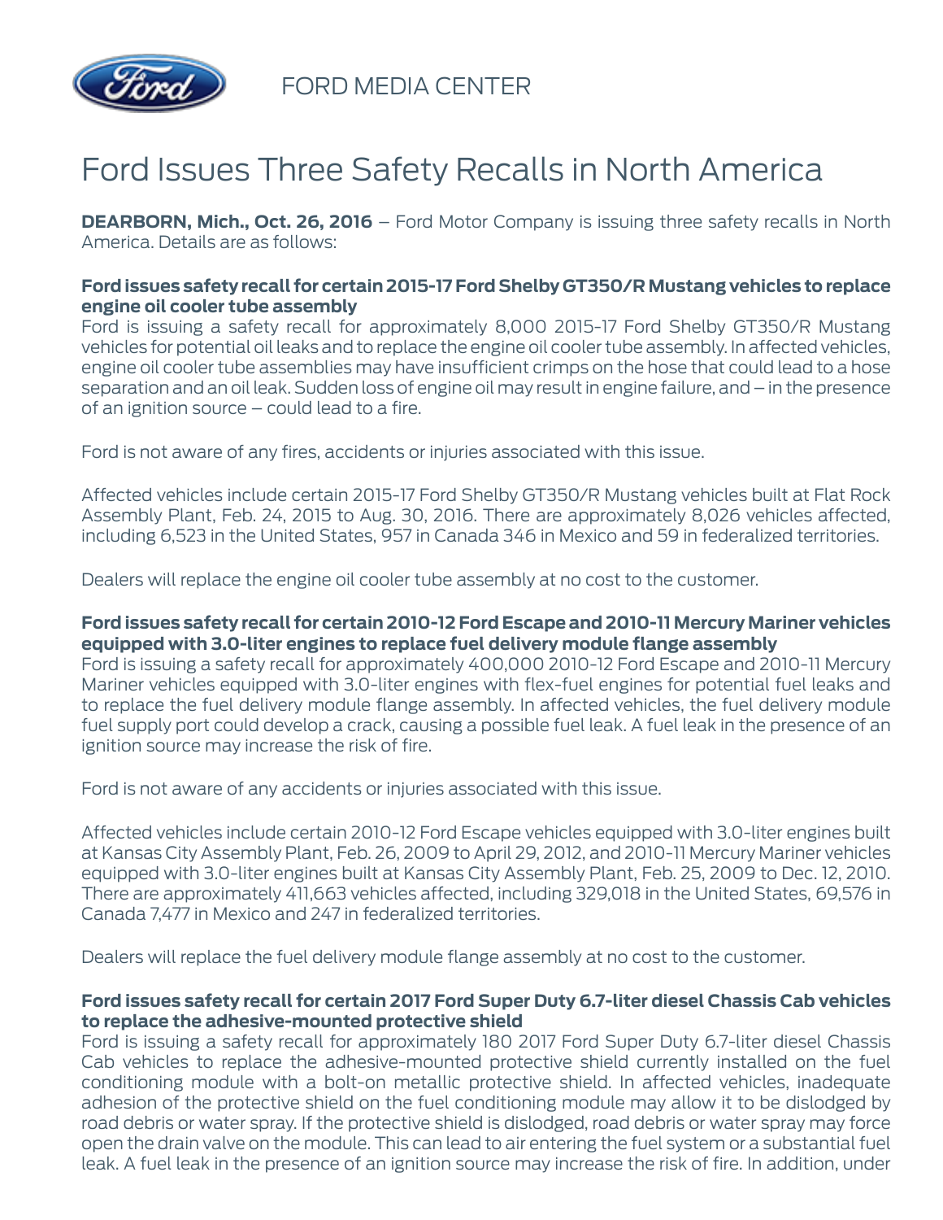FORD MEDIA CENTER

# Ford Issues Three Safety Recalls in North America

**DEARBORN, Mich., Oct. 26, 2016** – Ford Motor Company is issuing three safety recalls in North America. Details are as follows:

**Ford issues safety recall for certain 2015-17 Ford Shelby GT350/R Mustang vehicles to replace engine oil cooler tube assembly**
Ford is issuing a safety recall for approximately 8,000 2015-17 Ford Shelby GT350/R Mustang vehicles for potential oil leaks and to replace the engine oil cooler tube assembly. In affected vehicles, engine oil cooler tube assemblies may have insufficient crimps on the hose that could lead to a hose separation and an oil leak. Sudden loss of engine oil may result in engine failure, and – in the presence of an ignition source – could lead to a fire.

Ford is not aware of any fires, accidents or injuries associated with this issue.

Affected vehicles include certain 2015-17 Ford Shelby GT350/R Mustang vehicles built at Flat Rock Assembly Plant, Feb. 24, 2015 to Aug. 30, 2016. There are approximately 8,026 vehicles affected, including 6,523 in the United States, 957 in Canada 346 in Mexico and 59 in federalized territories.

Dealers will replace the engine oil cooler tube assembly at no cost to the customer.

**Ford issues safety recall for certain 2010-12 Ford Escape and 2010-11 Mercury Mariner vehicles equipped with 3.0-liter engines to replace fuel delivery module flange assembly**
Ford is issuing a safety recall for approximately 400,000 2010-12 Ford Escape and 2010-11 Mercury Mariner vehicles equipped with 3.0-liter engines with flex-fuel engines for potential fuel leaks and to replace the fuel delivery module flange assembly. In affected vehicles, the fuel delivery module fuel supply port could develop a crack, causing a possible fuel leak. A fuel leak in the presence of an ignition source may increase the risk of fire.

Ford is not aware of any accidents or injuries associated with this issue.

Affected vehicles include certain 2010-12 Ford Escape vehicles equipped with 3.0-liter engines built at Kansas City Assembly Plant, Feb. 26, 2009 to April 29, 2012, and 2010-11 Mercury Mariner vehicles equipped with 3.0-liter engines built at Kansas City Assembly Plant, Feb. 25, 2009 to Dec. 12, 2010. There are approximately 411,663 vehicles affected, including 329,018 in the United States, 69,576 in Canada 7,477 in Mexico and 247 in federalized territories.

Dealers will replace the fuel delivery module flange assembly at no cost to the customer.

**Ford issues safety recall for certain 2017 Ford Super Duty 6.7-liter diesel Chassis Cab vehicles to replace the adhesive-mounted protective shield**
Ford is issuing a safety recall for approximately 180 2017 Ford Super Duty 6.7-liter diesel Chassis Cab vehicles to replace the adhesive-mounted protective shield currently installed on the fuel conditioning module with a bolt-on metallic protective shield. In affected vehicles, inadequate adhesion of the protective shield on the fuel conditioning module may allow it to be dislodged by road debris or water spray. If the protective shield is dislodged, road debris or water spray may force open the drain valve on the module. This can lead to air entering the fuel system or a substantial fuel leak. A fuel leak in the presence of an ignition source may increase the risk of fire. In addition, under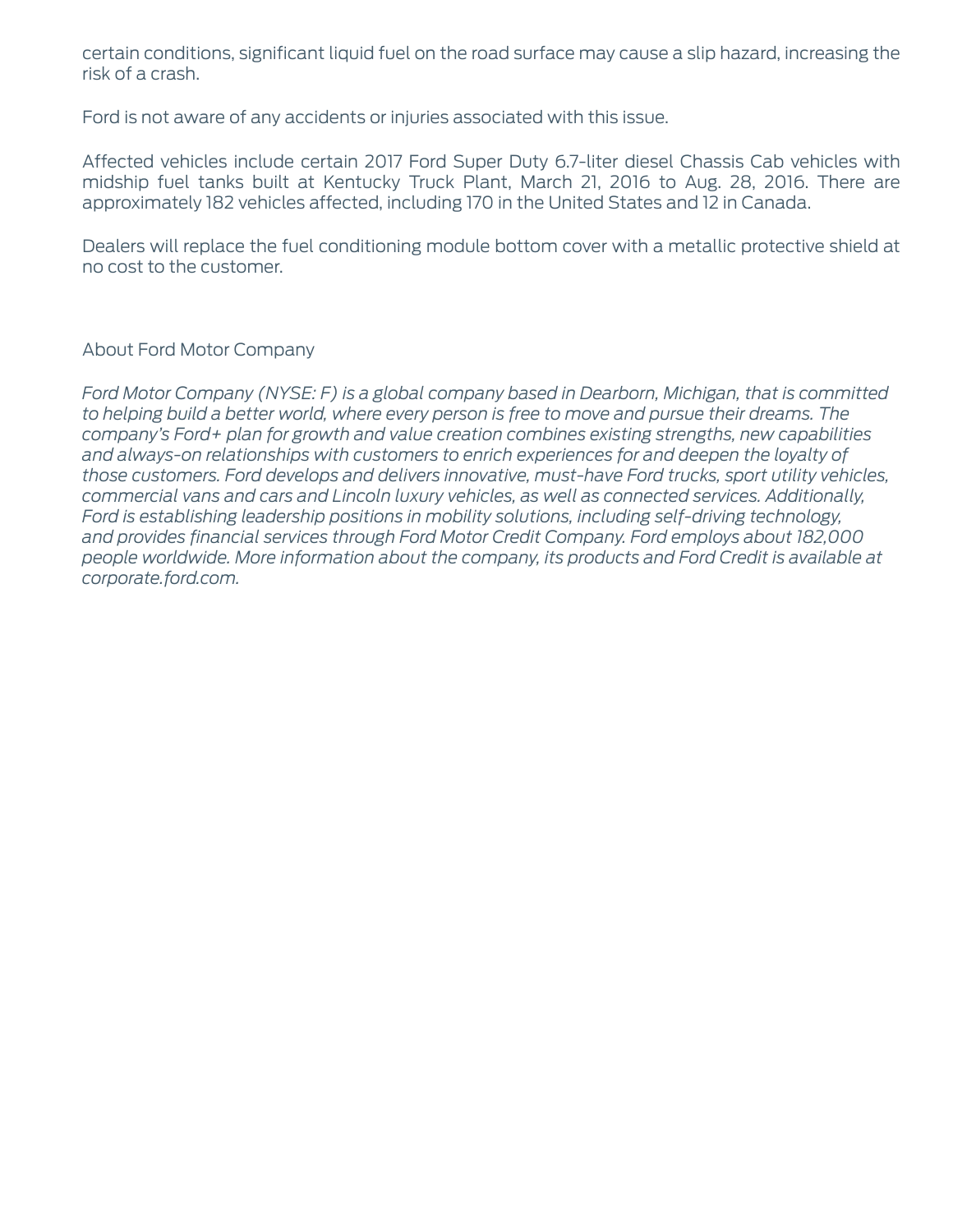certain conditions, significant liquid fuel on the road surface may cause a slip hazard, increasing the risk of a crash.

Ford is not aware of any accidents or injuries associated with this issue.

Affected vehicles include certain 2017 Ford Super Duty 6.7-liter diesel Chassis Cab vehicles with midship fuel tanks built at Kentucky Truck Plant, March 21, 2016 to Aug. 28, 2016. There are approximately 182 vehicles affected, including 170 in the United States and 12 in Canada.

Dealers will replace the fuel conditioning module bottom cover with a metallic protective shield at no cost to the customer.

About Ford Motor Company

*Ford Motor Company (NYSE: F) is a global company based in Dearborn, Michigan, that is committed to helping build a better world, where every person is free to move and pursue their dreams. The company's Ford+ plan for growth and value creation combines existing strengths, new capabilities and always-on relationships with customers to enrich experiences for and deepen the loyalty of those customers. Ford develops and delivers innovative, must-have Ford trucks, sport utility vehicles, commercial vans and cars and Lincoln luxury vehicles, as well as connected services. Additionally, Ford is establishing leadership positions in mobility solutions, including self-driving technology, and provides financial services through Ford Motor Credit Company. Ford employs about 182,000 people worldwide. More information about the company, its products and Ford Credit is available at corporate.ford.com.*